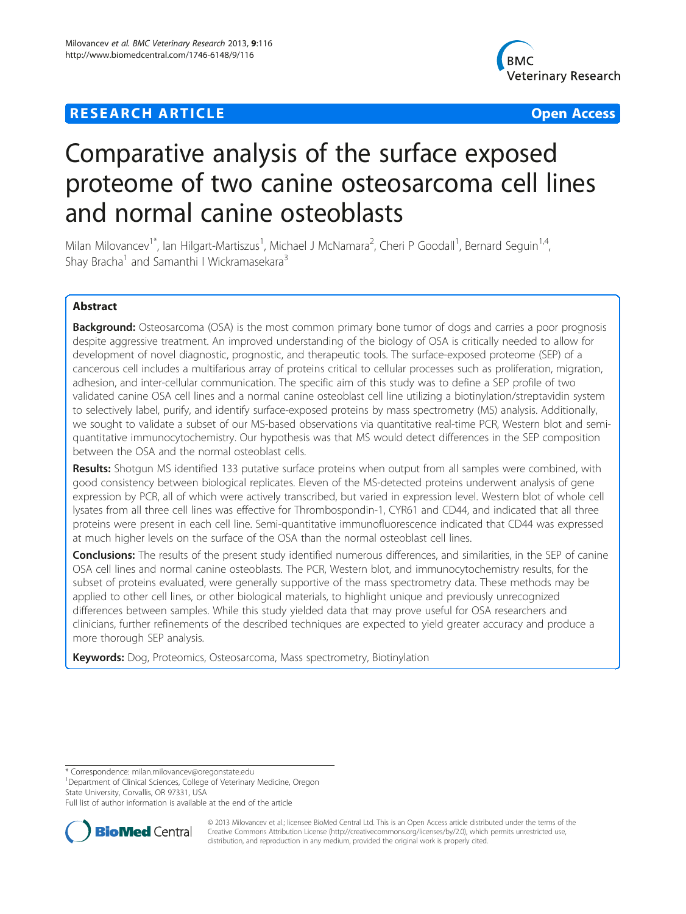**RESEARCH ARTICLE** **Open Access**

# Comparative analysis of the surface exposed proteome of two canine osteosarcoma cell lines and normal canine osteoblasts

Milan Milovancev[1*], Ian Hilgart-Martiszus[1], Michael J McNamara[2], Cheri P Goodall[1], Bernard Seguin[1,4], Shay Bracha[1] and Samanthi I Wickramasekara[3]

## Abstract

**Background:** Osteosarcoma (OSA) is the most common primary bone tumor of dogs and carries a poor prognosis despite aggressive treatment. An improved understanding of the biology of OSA is critically needed to allow for development of novel diagnostic, prognostic, and therapeutic tools. The surface-exposed proteome (SEP) of a cancerous cell includes a multifarious array of proteins critical to cellular processes such as proliferation, migration, adhesion, and inter-cellular communication. The specific aim of this study was to define a SEP profile of two validated canine OSA cell lines and a normal canine osteoblast cell line utilizing a biotinylation/streptavidin system to selectively label, purify, and identify surface-exposed proteins by mass spectrometry (MS) analysis. Additionally, we sought to validate a subset of our MS-based observations via quantitative real-time PCR, Western blot and semi-quantitative immunocytochemistry. Our hypothesis was that MS would detect differences in the SEP composition between the OSA and the normal osteoblast cells.

**Results:** Shotgun MS identified 133 putative surface proteins when output from all samples were combined, with good consistency between biological replicates. Eleven of the MS-detected proteins underwent analysis of gene expression by PCR, all of which were actively transcribed, but varied in expression level. Western blot of whole cell lysates from all three cell lines was effective for Thrombospondin-1, CYR61 and CD44, and indicated that all three proteins were present in each cell line. Semi-quantitative immunofluorescence indicated that CD44 was expressed at much higher levels on the surface of the OSA than the normal osteoblast cell lines.

**Conclusions:** The results of the present study identified numerous differences, and similarities, in the SEP of canine OSA cell lines and normal canine osteoblasts. The PCR, Western blot, and immunocytochemistry results, for the subset of proteins evaluated, were generally supportive of the mass spectrometry data. These methods may be applied to other cell lines, or other biological materials, to highlight unique and previously unrecognized differences between samples. While this study yielded data that may prove useful for OSA researchers and clinicians, further refinements of the described techniques are expected to yield greater accuracy and produce a more thorough SEP analysis.

**Keywords:** Dog, Proteomics, Osteosarcoma, Mass spectrometry, Biotinylation

\* Correspondence: milan.milovancev@oregonstate.edu
[1]Department of Clinical Sciences, College of Veterinary Medicine, Oregon State University, Corvallis, OR 97331, USA
Full list of author information is available at the end of the article

© 2013 Milovancev et al.; licensee BioMed Central Ltd. This is an Open Access article distributed under the terms of the Creative Commons Attribution License (http://creativecommons.org/licenses/by/2.0), which permits unrestricted use, distribution, and reproduction in any medium, provided the original work is properly cited.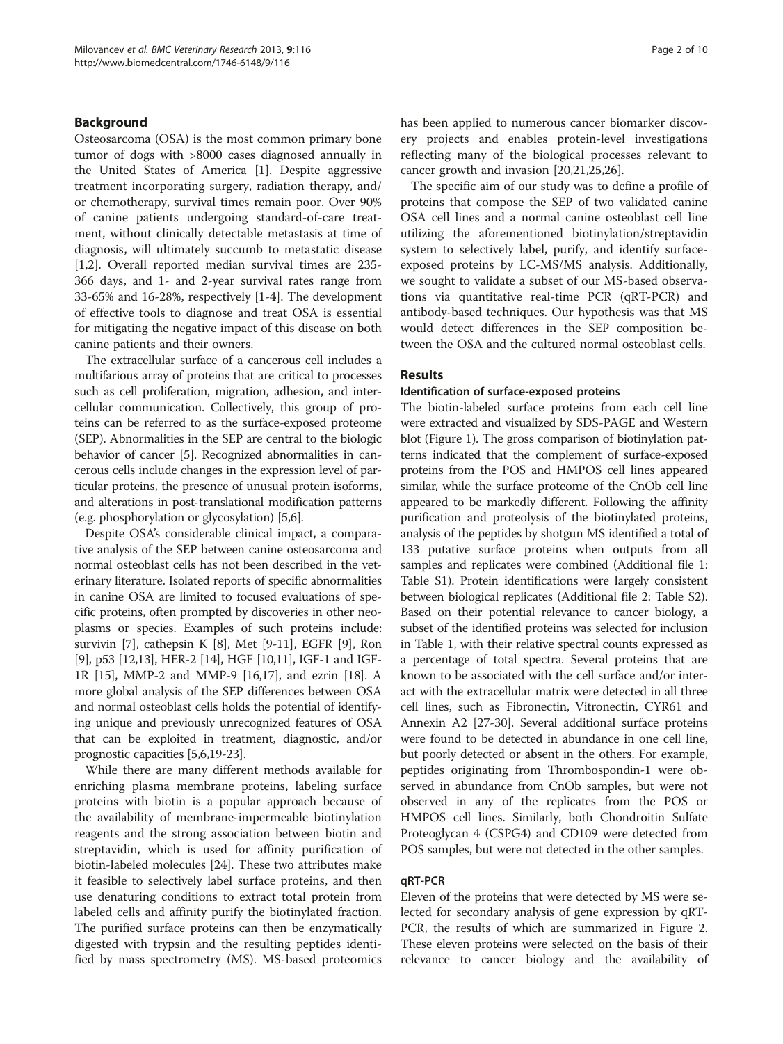## Background

Osteosarcoma (OSA) is the most common primary bone tumor of dogs with >8000 cases diagnosed annually in the United States of America [1]. Despite aggressive treatment incorporating surgery, radiation therapy, and/or chemotherapy, survival times remain poor. Over 90% of canine patients undergoing standard-of-care treatment, without clinically detectable metastasis at time of diagnosis, will ultimately succumb to metastatic disease [1,2]. Overall reported median survival times are 235-366 days, and 1- and 2-year survival rates range from 33-65% and 16-28%, respectively [1-4]. The development of effective tools to diagnose and treat OSA is essential for mitigating the negative impact of this disease on both canine patients and their owners.

The extracellular surface of a cancerous cell includes a multifarious array of proteins that are critical to processes such as cell proliferation, migration, adhesion, and intercellular communication. Collectively, this group of proteins can be referred to as the surface-exposed proteome (SEP). Abnormalities in the SEP are central to the biologic behavior of cancer [5]. Recognized abnormalities in cancerous cells include changes in the expression level of particular proteins, the presence of unusual protein isoforms, and alterations in post-translational modification patterns (e.g. phosphorylation or glycosylation) [5,6].

Despite OSA's considerable clinical impact, a comparative analysis of the SEP between canine osteosarcoma and normal osteoblast cells has not been described in the veterinary literature. Isolated reports of specific abnormalities in canine OSA are limited to focused evaluations of specific proteins, often prompted by discoveries in other neoplasms or species. Examples of such proteins include: survivin [7], cathepsin K [8], Met [9-11], EGFR [9], Ron [9], p53 [12,13], HER-2 [14], HGF [10,11], IGF-1 and IGF-1R [15], MMP-2 and MMP-9 [16,17], and ezrin [18]. A more global analysis of the SEP differences between OSA and normal osteoblast cells holds the potential of identifying unique and previously unrecognized features of OSA that can be exploited in treatment, diagnostic, and/or prognostic capacities [5,6,19-23].

While there are many different methods available for enriching plasma membrane proteins, labeling surface proteins with biotin is a popular approach because of the availability of membrane-impermeable biotinylation reagents and the strong association between biotin and streptavidin, which is used for affinity purification of biotin-labeled molecules [24]. These two attributes make it feasible to selectively label surface proteins, and then use denaturing conditions to extract total protein from labeled cells and affinity purify the biotinylated fraction. The purified surface proteins can then be enzymatically digested with trypsin and the resulting peptides identified by mass spectrometry (MS). MS-based proteomics has been applied to numerous cancer biomarker discovery projects and enables protein-level investigations reflecting many of the biological processes relevant to cancer growth and invasion [20,21,25,26].

The specific aim of our study was to define a profile of proteins that compose the SEP of two validated canine OSA cell lines and a normal canine osteoblast cell line utilizing the aforementioned biotinylation/streptavidin system to selectively label, purify, and identify surface-exposed proteins by LC-MS/MS analysis. Additionally, we sought to validate a subset of our MS-based observations via quantitative real-time PCR (qRT-PCR) and antibody-based techniques. Our hypothesis was that MS would detect differences in the SEP composition between the OSA and the cultured normal osteoblast cells.

## Results

### Identification of surface-exposed proteins

The biotin-labeled surface proteins from each cell line were extracted and visualized by SDS-PAGE and Western blot (Figure 1). The gross comparison of biotinylation patterns indicated that the complement of surface-exposed proteins from the POS and HMPOS cell lines appeared similar, while the surface proteome of the CnOb cell line appeared to be markedly different. Following the affinity purification and proteolysis of the biotinylated proteins, analysis of the peptides by shotgun MS identified a total of 133 putative surface proteins when outputs from all samples and replicates were combined (Additional file 1: Table S1). Protein identifications were largely consistent between biological replicates (Additional file 2: Table S2). Based on their potential relevance to cancer biology, a subset of the identified proteins was selected for inclusion in Table 1, with their relative spectral counts expressed as a percentage of total spectra. Several proteins that are known to be associated with the cell surface and/or interact with the extracellular matrix were detected in all three cell lines, such as Fibronectin, Vitronectin, CYR61 and Annexin A2 [27-30]. Several additional surface proteins were found to be detected in abundance in one cell line, but poorly detected or absent in the others. For example, peptides originating from Thrombospondin-1 were observed in abundance from CnOb samples, but were not observed in any of the replicates from the POS or HMPOS cell lines. Similarly, both Chondroitin Sulfate Proteoglycan 4 (CSPG4) and CD109 were detected from POS samples, but were not detected in the other samples.

### qRT-PCR

Eleven of the proteins that were detected by MS were selected for secondary analysis of gene expression by qRT-PCR, the results of which are summarized in Figure 2. These eleven proteins were selected on the basis of their relevance to cancer biology and the availability of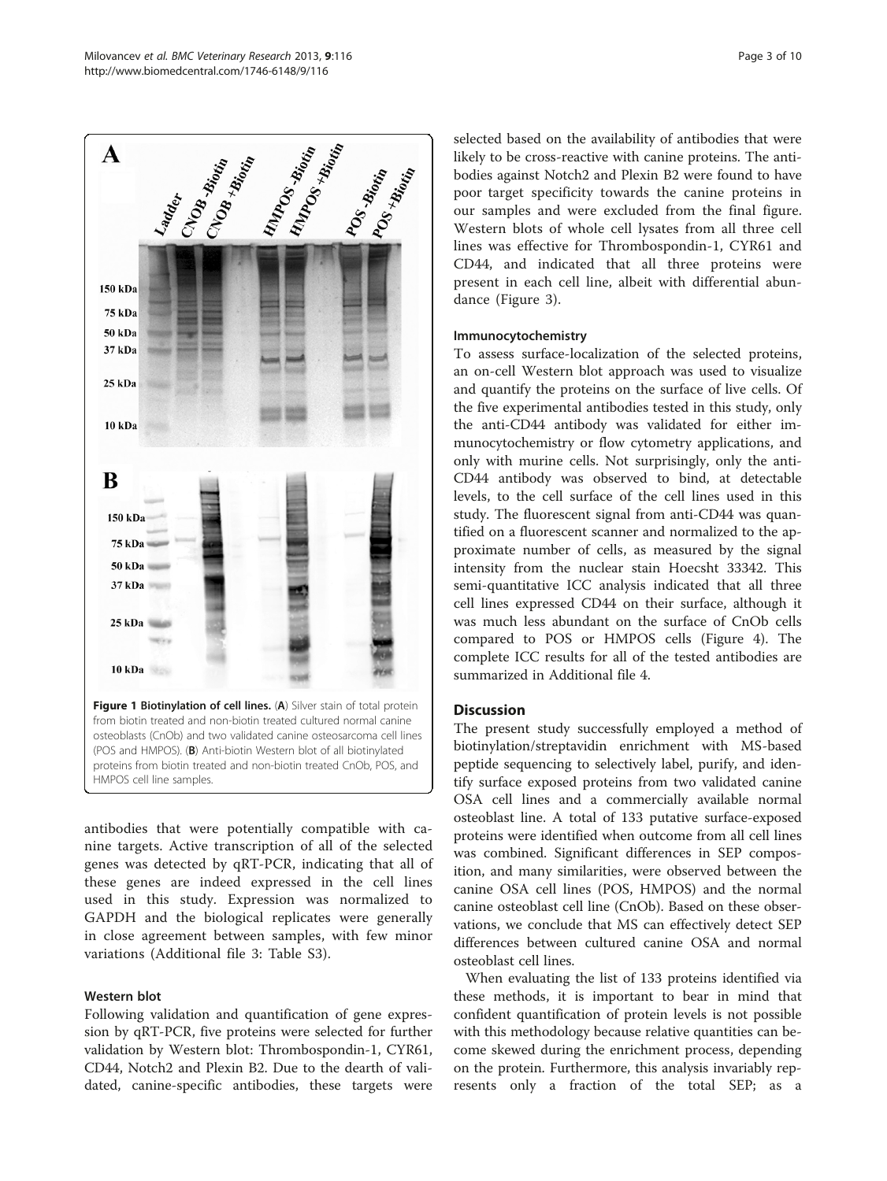Figure 1 Biotinylation of cell lines. (A) Silver stain of total protein from biotin treated and non-biotin treated cultured normal canine osteoblasts (CnOb) and two validated canine osteosarcoma cell lines (POS and HMPOS). (B) Anti-biotin Western blot of all biotinylated proteins from biotin treated and non-biotin treated CnOb, POS, and HMPOS cell line samples.

antibodies that were potentially compatible with canine targets. Active transcription of all of the selected genes was detected by qRT-PCR, indicating that all of these genes are indeed expressed in the cell lines used in this study. Expression was normalized to GAPDH and the biological replicates were generally in close agreement between samples, with few minor variations (Additional file 3: Table S3).

### Western blot

Following validation and quantification of gene expression by qRT-PCR, five proteins were selected for further validation by Western blot: Thrombospondin-1, CYR61, CD44, Notch2 and Plexin B2. Due to the dearth of validated, canine-specific antibodies, these targets were selected based on the availability of antibodies that were likely to be cross-reactive with canine proteins. The antibodies against Notch2 and Plexin B2 were found to have poor target specificity towards the canine proteins in our samples and were excluded from the final figure. Western blots of whole cell lysates from all three cell lines was effective for Thrombospondin-1, CYR61 and CD44, and indicated that all three proteins were present in each cell line, albeit with differential abundance (Figure 3).

### Immunocytochemistry

To assess surface-localization of the selected proteins, an on-cell Western blot approach was used to visualize and quantify the proteins on the surface of live cells. Of the five experimental antibodies tested in this study, only the anti-CD44 antibody was validated for either immunocytochemistry or flow cytometry applications, and only with murine cells. Not surprisingly, only the anti-CD44 antibody was observed to bind, at detectable levels, to the cell surface of the cell lines used in this study. The fluorescent signal from anti-CD44 was quantified on a fluorescent scanner and normalized to the approximate number of cells, as measured by the signal intensity from the nuclear stain Hoecsht 33342. This semi-quantitative ICC analysis indicated that all three cell lines expressed CD44 on their surface, although it was much less abundant on the surface of CnOb cells compared to POS or HMPOS cells (Figure 4). The complete ICC results for all of the tested antibodies are summarized in Additional file 4.

## Discussion

The present study successfully employed a method of biotinylation/streptavidin enrichment with MS-based peptide sequencing to selectively label, purify, and identify surface exposed proteins from two validated canine OSA cell lines and a commercially available normal osteoblast line. A total of 133 putative surface-exposed proteins were identified when outcome from all cell lines was combined. Significant differences in SEP composition, and many similarities, were observed between the canine OSA cell lines (POS, HMPOS) and the normal canine osteoblast cell line (CnOb). Based on these observations, we conclude that MS can effectively detect SEP differences between cultured canine OSA and normal osteoblast cell lines.

When evaluating the list of 133 proteins identified via these methods, it is important to bear in mind that confident quantification of protein levels is not possible with this methodology because relative quantities can become skewed during the enrichment process, depending on the protein. Furthermore, this analysis invariably represents only a fraction of the total SEP; as a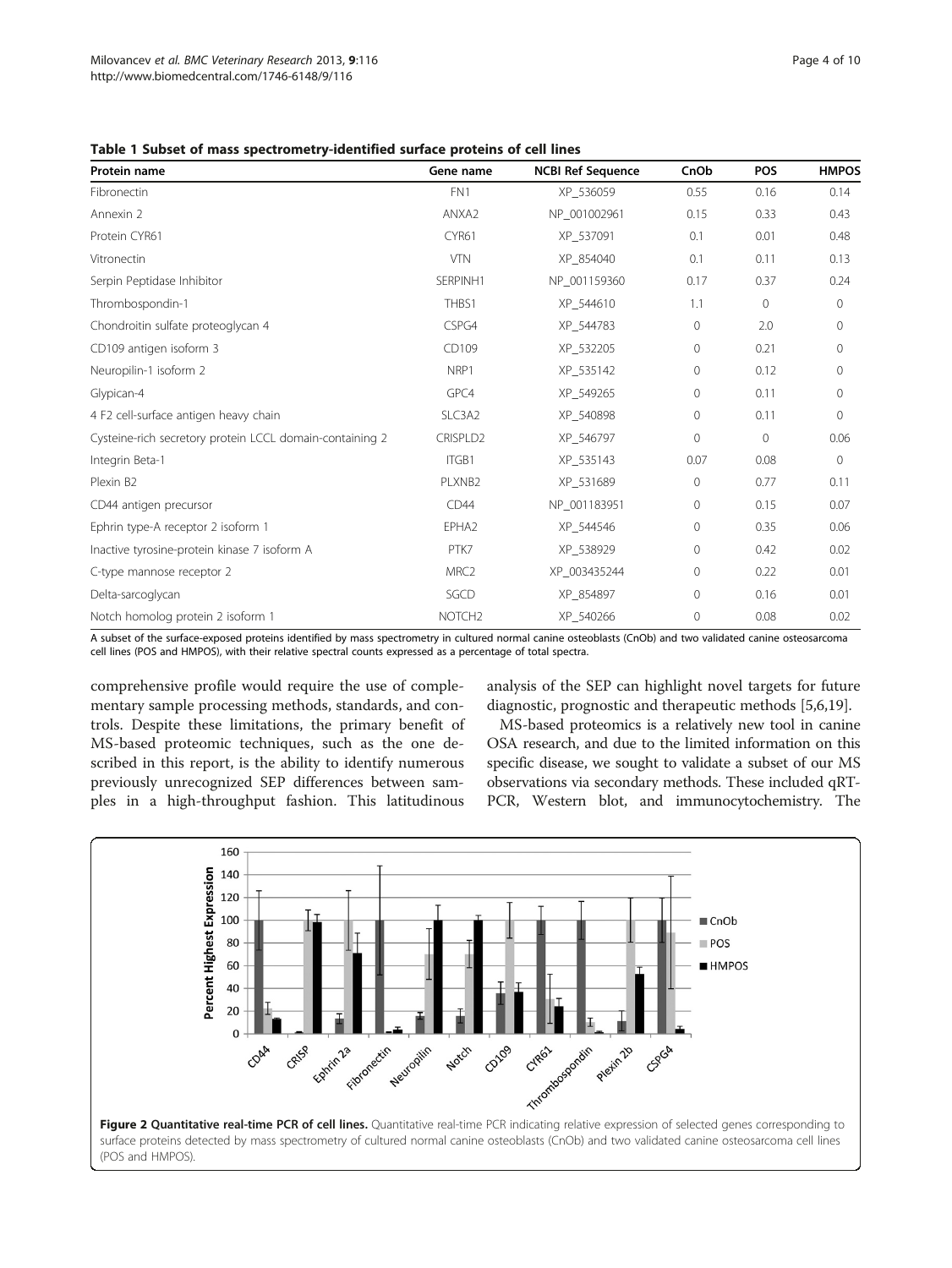**Table 1 Subset of mass spectrometry-identified surface proteins of cell lines**

| Protein name | Gene name | NCBI Ref Sequence | CnOb | POS | HMPOS |
|---|---|---|---|---|---|
| Fibronectin | FN1 | XP_536059 | 0.55 | 0.16 | 0.14 |
| Annexin 2 | ANXA2 | NP_001002961 | 0.15 | 0.33 | 0.43 |
| Protein CYR61 | CYR61 | XP_537091 | 0.1 | 0.01 | 0.48 |
| Vitronectin | VTN | XP_854040 | 0.1 | 0.11 | 0.13 |
| Serpin Peptidase Inhibitor | SERPINH1 | NP_001159360 | 0.17 | 0.37 | 0.24 |
| Thrombospondin-1 | THBS1 | XP_544610 | 1.1 | 0 | 0 |
| Chondroitin sulfate proteoglycan 4 | CSPG4 | XP_544783 | 0 | 2.0 | 0 |
| CD109 antigen isoform 3 | CD109 | XP_532205 | 0 | 0.21 | 0 |
| Neuropilin-1 isoform 2 | NRP1 | XP_535142 | 0 | 0.12 | 0 |
| Glypican-4 | GPC4 | XP_549265 | 0 | 0.11 | 0 |
| 4 F2 cell-surface antigen heavy chain | SLC3A2 | XP_540898 | 0 | 0.11 | 0 |
| Cysteine-rich secretory protein LCCL domain-containing 2 | CRISPLD2 | XP_546797 | 0 | 0 | 0.06 |
| Integrin Beta-1 | ITGB1 | XP_535143 | 0.07 | 0.08 | 0 |
| Plexin B2 | PLXNB2 | XP_531689 | 0 | 0.77 | 0.11 |
| CD44 antigen precursor | CD44 | NP_001183951 | 0 | 0.15 | 0.07 |
| Ephrin type-A receptor 2 isoform 1 | EPHA2 | XP_544546 | 0 | 0.35 | 0.06 |
| Inactive tyrosine-protein kinase 7 isoform A | PTK7 | XP_538929 | 0 | 0.42 | 0.02 |
| C-type mannose receptor 2 | MRC2 | XP_003435244 | 0 | 0.22 | 0.01 |
| Delta-sarcoglycan | SGCD | XP_854897 | 0 | 0.16 | 0.01 |
| Notch homolog protein 2 isoform 1 | NOTCH2 | XP_540266 | 0 | 0.08 | 0.02 |

A subset of the surface-exposed proteins identified by mass spectrometry in cultured normal canine osteoblasts (CnOb) and two validated canine osteosarcoma cell lines (POS and HMPOS), with their relative spectral counts expressed as a percentage of total spectra.

comprehensive profile would require the use of complementary sample processing methods, standards, and controls. Despite these limitations, the primary benefit of MS-based proteomic techniques, such as the one described in this report, is the ability to identify numerous previously unrecognized SEP differences between samples in a high-throughput fashion. This latitudinous analysis of the SEP can highlight novel targets for future diagnostic, prognostic and therapeutic methods [5,6,19].

MS-based proteomics is a relatively new tool in canine OSA research, and due to the limited information on this specific disease, we sought to validate a subset of our MS observations via secondary methods. These included qRT-PCR, Western blot, and immunocytochemistry. The

**Figure 2 Quantitative real-time PCR of cell lines.** Quantitative real-time PCR indicating relative expression of selected genes corresponding to surface proteins detected by mass spectrometry of cultured normal canine osteoblasts (CnOb) and two validated canine osteosarcoma cell lines (POS and HMPOS).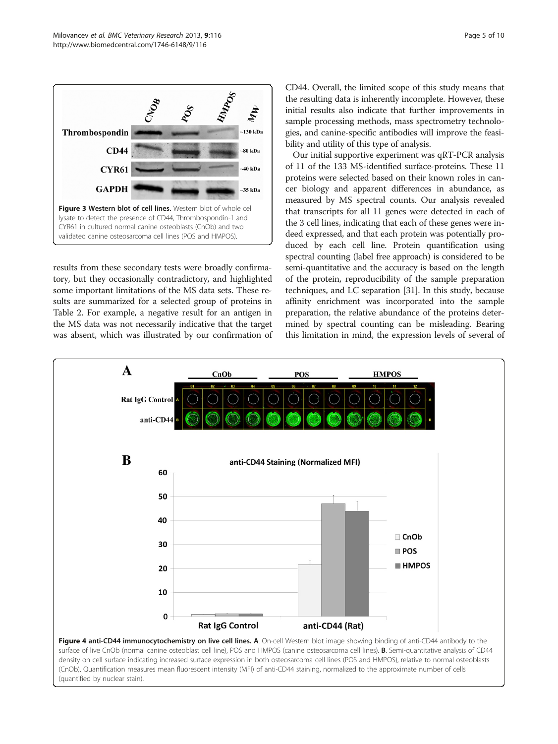Figure 3 Western blot of cell lines. Western blot of whole cell lysate to detect the presence of CD44, Thrombospondin-1 and CYR61 in cultured normal canine osteoblasts (CnOb) and two validated canine osteosarcoma cell lines (POS and HMPOS).

results from these secondary tests were broadly confirmatory, but they occasionally contradictory, and highlighted some important limitations of the MS data sets. These results are summarized for a selected group of proteins in Table 2. For example, a negative result for an antigen in the MS data was not necessarily indicative that the target was absent, which was illustrated by our confirmation of CD44. Overall, the limited scope of this study means that the resulting data is inherently incomplete. However, these initial results also indicate that further improvements in sample processing methods, mass spectrometry technologies, and canine-specific antibodies will improve the feasibility and utility of this type of analysis.

Our initial supportive experiment was qRT-PCR analysis of 11 of the 133 MS-identified surface-proteins. These 11 proteins were selected based on their known roles in cancer biology and apparent differences in abundance, as measured by MS spectral counts. Our analysis revealed that transcripts for all 11 genes were detected in each of the 3 cell lines, indicating that each of these genes were indeed expressed, and that each protein was potentially produced by each cell line. Protein quantification using spectral counting (label free approach) is considered to be semi-quantitative and the accuracy is based on the length of the protein, reproducibility of the sample preparation techniques, and LC separation [31]. In this study, because affinity enrichment was incorporated into the sample preparation, the relative abundance of the proteins determined by spectral counting can be misleading. Bearing this limitation in mind, the expression levels of several of

Figure 4 anti-CD44 immunocytochemistry on live cell lines. A. On-cell Western blot image showing binding of anti-CD44 antibody to the surface of live CnOb (normal canine osteoblast cell line), POS and HMPOS (canine osteosarcoma cell lines). B. Semi-quantitative analysis of CD44 density on cell surface indicating increased surface expression in both osteosarcoma cell lines (POS and HMPOS), relative to normal osteoblasts (CnOb). Quantification measures mean fluorescent intensity (MFI) of anti-CD44 staining, normalized to the approximate number of cells (quantified by nuclear stain).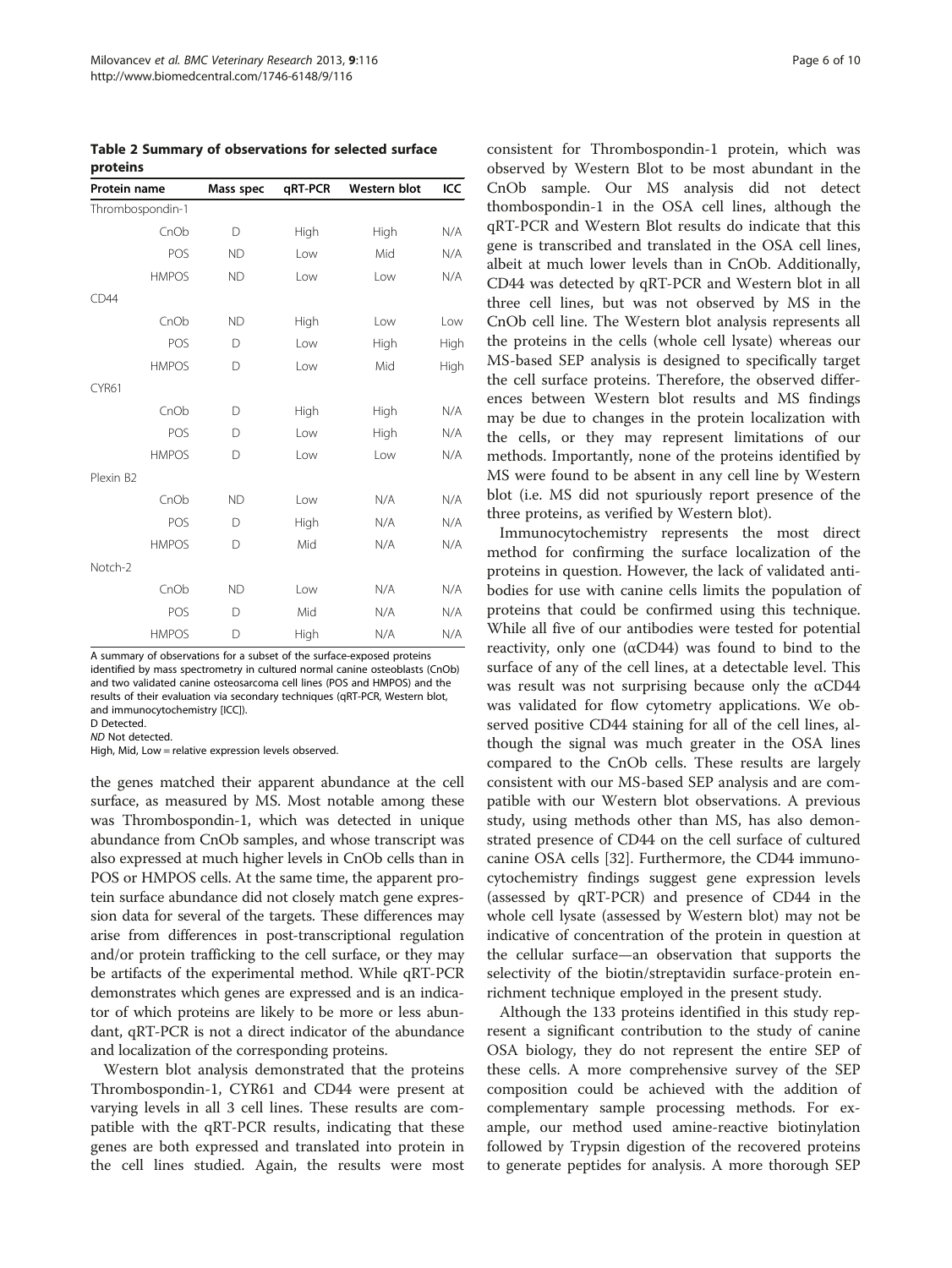**Table 2 Summary of observations for selected surface proteins**

| Protein name | | Mass spec | qRT-PCR | Western blot | ICC |
|---|---|---|---|---|---|
| Thrombospondin-1 | | | | | |
| | CnOb | D | High | High | N/A |
| | POS | ND | Low | Mid | N/A |
| | HMPOS | ND | Low | Low | N/A |
| CD44 | | | | | |
| | CnOb | ND | High | Low | Low |
| | POS | D | Low | High | High |
| | HMPOS | D | Low | Mid | High |
| CYR61 | | | | | |
| | CnOb | D | High | High | N/A |
| | POS | D | Low | High | N/A |
| | HMPOS | D | Low | Low | N/A |
| Plexin B2 | | | | | |
| | CnOb | ND | Low | N/A | N/A |
| | POS | D | High | N/A | N/A |
| | HMPOS | D | Mid | N/A | N/A |
| Notch-2 | | | | | |
| | CnOb | ND | Low | N/A | N/A |
| | POS | D | Mid | N/A | N/A |
| | HMPOS | D | High | N/A | N/A |

A summary of observations for a subset of the surface-exposed proteins identified by mass spectrometry in cultured normal canine osteoblasts (CnOb) and two validated canine osteosarcoma cell lines (POS and HMPOS) and the results of their evaluation via secondary techniques (qRT-PCR, Western blot, and immunocytochemistry [ICC]).
D Detected.
*ND* Not detected.
High, Mid, Low = relative expression levels observed.

the genes matched their apparent abundance at the cell surface, as measured by MS. Most notable among these was Thrombospondin-1, which was detected in unique abundance from CnOb samples, and whose transcript was also expressed at much higher levels in CnOb cells than in POS or HMPOS cells. At the same time, the apparent protein surface abundance did not closely match gene expression data for several of the targets. These differences may arise from differences in post-transcriptional regulation and/or protein trafficking to the cell surface, or they may be artifacts of the experimental method. While qRT-PCR demonstrates which genes are expressed and is an indicator of which proteins are likely to be more or less abundant, qRT-PCR is not a direct indicator of the abundance and localization of the corresponding proteins.

Western blot analysis demonstrated that the proteins Thrombospondin-1, CYR61 and CD44 were present at varying levels in all 3 cell lines. These results are compatible with the qRT-PCR results, indicating that these genes are both expressed and translated into protein in the cell lines studied. Again, the results were most consistent for Thrombospondin-1 protein, which was observed by Western Blot to be most abundant in the CnOb sample. Our MS analysis did not detect thombospondin-1 in the OSA cell lines, although the qRT-PCR and Western Blot results do indicate that this gene is transcribed and translated in the OSA cell lines, albeit at much lower levels than in CnOb. Additionally, CD44 was detected by qRT-PCR and Western blot in all three cell lines, but was not observed by MS in the CnOb cell line. The Western blot analysis represents all the proteins in the cells (whole cell lysate) whereas our MS-based SEP analysis is designed to specifically target the cell surface proteins. Therefore, the observed differences between Western blot results and MS findings may be due to changes in the protein localization with the cells, or they may represent limitations of our methods. Importantly, none of the proteins identified by MS were found to be absent in any cell line by Western blot (i.e. MS did not spuriously report presence of the three proteins, as verified by Western blot).

Immunocytochemistry represents the most direct method for confirming the surface localization of the proteins in question. However, the lack of validated antibodies for use with canine cells limits the population of proteins that could be confirmed using this technique. While all five of our antibodies were tested for potential reactivity, only one (αCD44) was found to bind to the surface of any of the cell lines, at a detectable level. This was result was not surprising because only the αCD44 was validated for flow cytometry applications. We observed positive CD44 staining for all of the cell lines, although the signal was much greater in the OSA lines compared to the CnOb cells. These results are largely consistent with our MS-based SEP analysis and are compatible with our Western blot observations. A previous study, using methods other than MS, has also demonstrated presence of CD44 on the cell surface of cultured canine OSA cells [32]. Furthermore, the CD44 immunocytochemistry findings suggest gene expression levels (assessed by qRT-PCR) and presence of CD44 in the whole cell lysate (assessed by Western blot) may not be indicative of concentration of the protein in question at the cellular surface—an observation that supports the selectivity of the biotin/streptavidin surface-protein enrichment technique employed in the present study.

Although the 133 proteins identified in this study represent a significant contribution to the study of canine OSA biology, they do not represent the entire SEP of these cells. A more comprehensive survey of the SEP composition could be achieved with the addition of complementary sample processing methods. For example, our method used amine-reactive biotinylation followed by Trypsin digestion of the recovered proteins to generate peptides for analysis. A more thorough SEP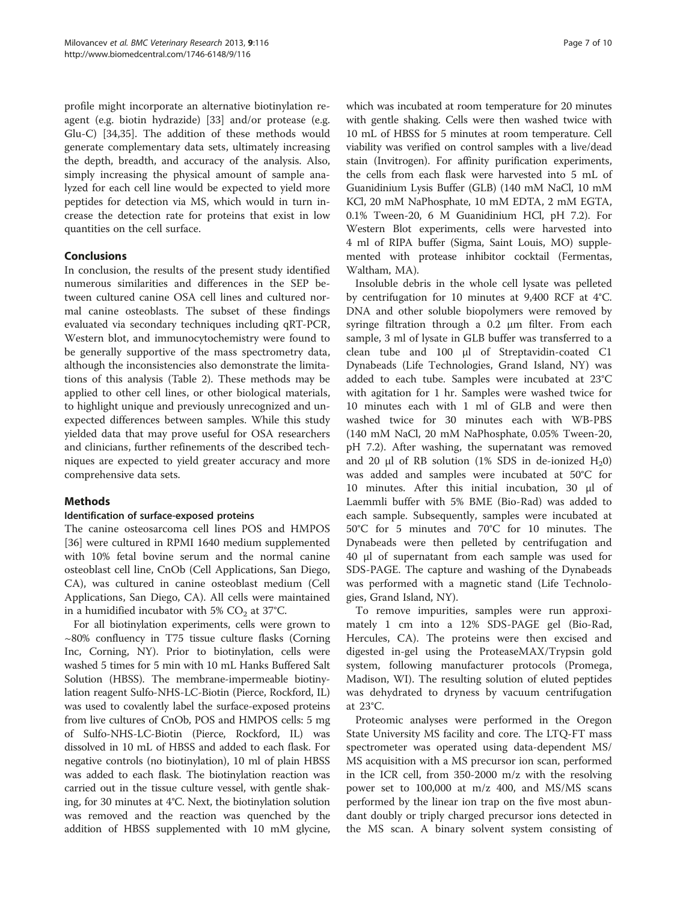profile might incorporate an alternative biotinylation reagent (e.g. biotin hydrazide) [33] and/or protease (e.g. Glu-C) [34,35]. The addition of these methods would generate complementary data sets, ultimately increasing the depth, breadth, and accuracy of the analysis. Also, simply increasing the physical amount of sample analyzed for each cell line would be expected to yield more peptides for detection via MS, which would in turn increase the detection rate for proteins that exist in low quantities on the cell surface.

## Conclusions

In conclusion, the results of the present study identified numerous similarities and differences in the SEP between cultured canine OSA cell lines and cultured normal canine osteoblasts. The subset of these findings evaluated via secondary techniques including qRT-PCR, Western blot, and immunocytochemistry were found to be generally supportive of the mass spectrometry data, although the inconsistencies also demonstrate the limitations of this analysis (Table 2). These methods may be applied to other cell lines, or other biological materials, to highlight unique and previously unrecognized and unexpected differences between samples. While this study yielded data that may prove useful for OSA researchers and clinicians, further refinements of the described techniques are expected to yield greater accuracy and more comprehensive data sets.

## Methods

### Identification of surface-exposed proteins

The canine osteosarcoma cell lines POS and HMPOS [36] were cultured in RPMI 1640 medium supplemented with 10% fetal bovine serum and the normal canine osteoblast cell line, CnOb (Cell Applications, San Diego, CA), was cultured in canine osteoblast medium (Cell Applications, San Diego, CA). All cells were maintained in a humidified incubator with 5% $CO_2$ at 37°C.

For all biotinylation experiments, cells were grown to ~80% confluency in T75 tissue culture flasks (Corning Inc, Corning, NY). Prior to biotinylation, cells were washed 5 times for 5 min with 10 mL Hanks Buffered Salt Solution (HBSS). The membrane-impermeable biotinylation reagent Sulfo-NHS-LC-Biotin (Pierce, Rockford, IL) was used to covalently label the surface-exposed proteins from live cultures of CnOb, POS and HMPOS cells: 5 mg of Sulfo-NHS-LC-Biotin (Pierce, Rockford, IL) was dissolved in 10 mL of HBSS and added to each flask. For negative controls (no biotinylation), 10 ml of plain HBSS was added to each flask. The biotinylation reaction was carried out in the tissue culture vessel, with gentle shaking, for 30 minutes at 4°C. Next, the biotinylation solution was removed and the reaction was quenched by the addition of HBSS supplemented with 10 mM glycine, which was incubated at room temperature for 20 minutes with gentle shaking. Cells were then washed twice with 10 mL of HBSS for 5 minutes at room temperature. Cell viability was verified on control samples with a live/dead stain (Invitrogen). For affinity purification experiments, the cells from each flask were harvested into 5 mL of Guanidinium Lysis Buffer (GLB) (140 mM NaCl, 10 mM KCl, 20 mM NaPhosphate, 10 mM EDTA, 2 mM EGTA, 0.1% Tween-20, 6 M Guanidinium HCl, pH 7.2). For Western Blot experiments, cells were harvested into 4 ml of RIPA buffer (Sigma, Saint Louis, MO) supplemented with protease inhibitor cocktail (Fermentas, Waltham, MA).

Insoluble debris in the whole cell lysate was pelleted by centrifugation for 10 minutes at 9,400 RCF at 4°C. DNA and other soluble biopolymers were removed by syringe filtration through a 0.2 μm filter. From each sample, 3 ml of lysate in GLB buffer was transferred to a clean tube and 100 μl of Streptavidin-coated C1 Dynabeads (Life Technologies, Grand Island, NY) was added to each tube. Samples were incubated at 23°C with agitation for 1 hr. Samples were washed twice for 10 minutes each with 1 ml of GLB and were then washed twice for 30 minutes each with WB-PBS (140 mM NaCl, 20 mM NaPhosphate, 0.05% Tween-20, pH 7.2). After washing, the supernatant was removed and 20 μl of RB solution (1% SDS in de-ionized $H_2O$) was added and samples were incubated at 50°C for 10 minutes. After this initial incubation, 30 μl of Laemmli buffer with 5% BME (Bio-Rad) was added to each sample. Subsequently, samples were incubated at 50°C for 5 minutes and 70°C for 10 minutes. The Dynabeads were then pelleted by centrifugation and 40 μl of supernatant from each sample was used for SDS-PAGE. The capture and washing of the Dynabeads was performed with a magnetic stand (Life Technologies, Grand Island, NY).

To remove impurities, samples were run approximately 1 cm into a 12% SDS-PAGE gel (Bio-Rad, Hercules, CA). The proteins were then excised and digested in-gel using the ProteaseMAX/Trypsin gold system, following manufacturer protocols (Promega, Madison, WI). The resulting solution of eluted peptides was dehydrated to dryness by vacuum centrifugation at 23°C.

Proteomic analyses were performed in the Oregon State University MS facility and core. The LTQ-FT mass spectrometer was operated using data-dependent MS/MS acquisition with a MS precursor ion scan, performed in the ICR cell, from 350-2000 m/z with the resolving power set to 100,000 at m/z 400, and MS/MS scans performed by the linear ion trap on the five most abundant doubly or triply charged precursor ions detected in the MS scan. A binary solvent system consisting of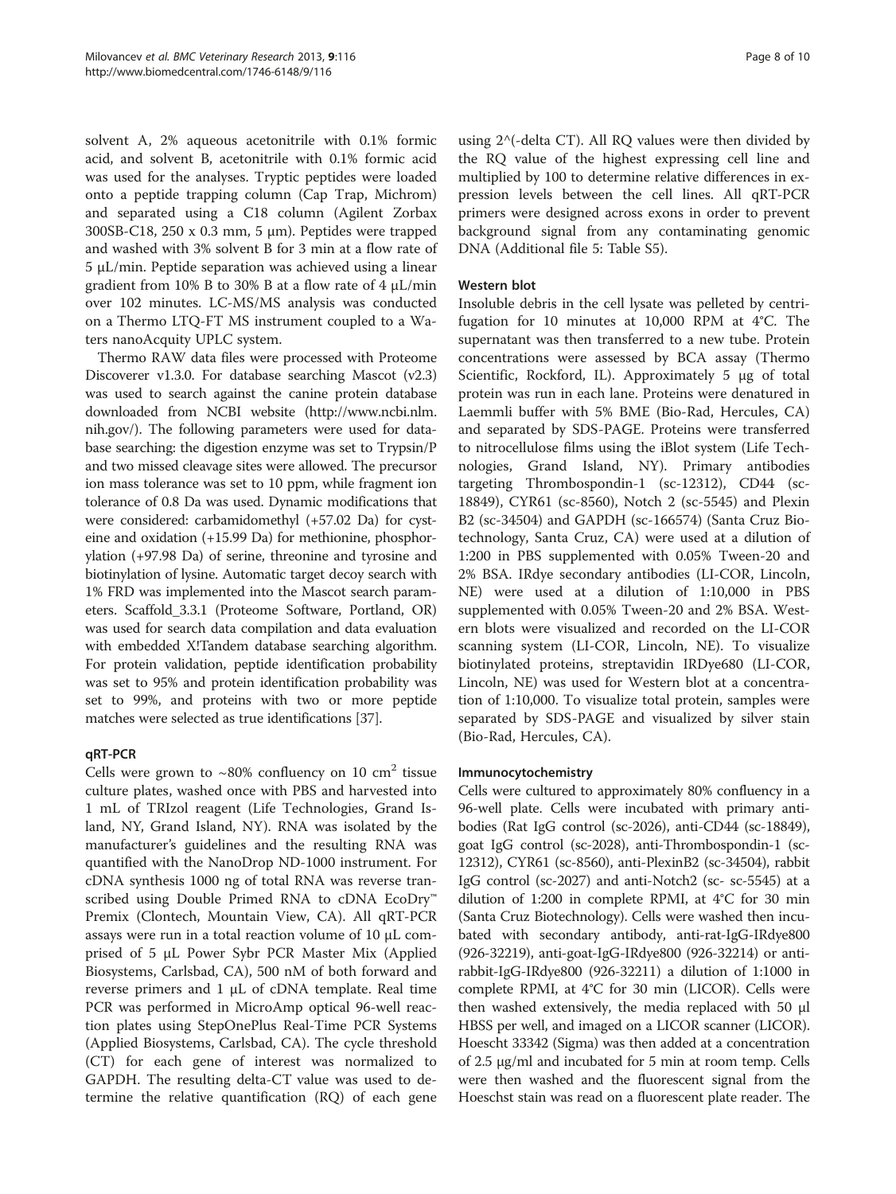solvent A, 2% aqueous acetonitrile with 0.1% formic acid, and solvent B, acetonitrile with 0.1% formic acid was used for the analyses. Tryptic peptides were loaded onto a peptide trapping column (Cap Trap, Michrom) and separated using a C18 column (Agilent Zorbax 300SB-C18, 250 x 0.3 mm, 5 μm). Peptides were trapped and washed with 3% solvent B for 3 min at a flow rate of 5 μL/min. Peptide separation was achieved using a linear gradient from 10% B to 30% B at a flow rate of 4 μL/min over 102 minutes. LC-MS/MS analysis was conducted on a Thermo LTQ-FT MS instrument coupled to a Waters nanoAcquity UPLC system.

Thermo RAW data files were processed with Proteome Discoverer v1.3.0. For database searching Mascot (v2.3) was used to search against the canine protein database downloaded from NCBI website (http://www.ncbi.nlm.nih.gov/). The following parameters were used for database searching: the digestion enzyme was set to Trypsin/P and two missed cleavage sites were allowed. The precursor ion mass tolerance was set to 10 ppm, while fragment ion tolerance of 0.8 Da was used. Dynamic modifications that were considered: carbamidomethyl (+57.02 Da) for cysteine and oxidation (+15.99 Da) for methionine, phosphorylation (+97.98 Da) of serine, threonine and tyrosine and biotinylation of lysine. Automatic target decoy search with 1% FRD was implemented into the Mascot search parameters. Scaffold_3.3.1 (Proteome Software, Portland, OR) was used for search data compilation and data evaluation with embedded X!Tandem database searching algorithm. For protein validation, peptide identification probability was set to 95% and protein identification probability was set to 99%, and proteins with two or more peptide matches were selected as true identifications [37].

### qRT-PCR

Cells were grown to ~80% confluency on 10 $cm^2$ tissue culture plates, washed once with PBS and harvested into 1 mL of TRIzol reagent (Life Technologies, Grand Island, NY, Grand Island, NY). RNA was isolated by the manufacturer's guidelines and the resulting RNA was quantified with the NanoDrop ND-1000 instrument. For cDNA synthesis 1000 ng of total RNA was reverse transcribed using Double Primed RNA to cDNA EcoDry™ Premix (Clontech, Mountain View, CA). All qRT-PCR assays were run in a total reaction volume of 10 μL comprised of 5 μL Power Sybr PCR Master Mix (Applied Biosystems, Carlsbad, CA), 500 nM of both forward and reverse primers and 1 μL of cDNA template. Real time PCR was performed in MicroAmp optical 96-well reaction plates using StepOnePlus Real-Time PCR Systems (Applied Biosystems, Carlsbad, CA). The cycle threshold (CT) for each gene of interest was normalized to GAPDH. The resulting delta-CT value was used to determine the relative quantification (RQ) of each gene using 2^(-delta CT). All RQ values were then divided by the RQ value of the highest expressing cell line and multiplied by 100 to determine relative differences in expression levels between the cell lines. All qRT-PCR primers were designed across exons in order to prevent background signal from any contaminating genomic DNA (Additional file 5: Table S5).

### Western blot

Insoluble debris in the cell lysate was pelleted by centrifugation for 10 minutes at 10,000 RPM at 4°C. The supernatant was then transferred to a new tube. Protein concentrations were assessed by BCA assay (Thermo Scientific, Rockford, IL). Approximately 5 μg of total protein was run in each lane. Proteins were denatured in Laemmli buffer with 5% BME (Bio-Rad, Hercules, CA) and separated by SDS-PAGE. Proteins were transferred to nitrocellulose films using the iBlot system (Life Technologies, Grand Island, NY). Primary antibodies targeting Thrombospondin-1 (sc-12312), CD44 (sc-18849), CYR61 (sc-8560), Notch 2 (sc-5545) and Plexin B2 (sc-34504) and GAPDH (sc-166574) (Santa Cruz Biotechnology, Santa Cruz, CA) were used at a dilution of 1:200 in PBS supplemented with 0.05% Tween-20 and 2% BSA. IRdye secondary antibodies (LI-COR, Lincoln, NE) were used at a dilution of 1:10,000 in PBS supplemented with 0.05% Tween-20 and 2% BSA. Western blots were visualized and recorded on the LI-COR scanning system (LI-COR, Lincoln, NE). To visualize biotinylated proteins, streptavidin IRDye680 (LI-COR, Lincoln, NE) was used for Western blot at a concentration of 1:10,000. To visualize total protein, samples were separated by SDS-PAGE and visualized by silver stain (Bio-Rad, Hercules, CA).

### Immunocytochemistry

Cells were cultured to approximately 80% confluency in a 96-well plate. Cells were incubated with primary antibodies (Rat IgG control (sc-2026), anti-CD44 (sc-18849), goat IgG control (sc-2028), anti-Thrombospondin-1 (sc-12312), CYR61 (sc-8560), anti-PlexinB2 (sc-34504), rabbit IgG control (sc-2027) and anti-Notch2 (sc- sc-5545) at a dilution of 1:200 in complete RPMI, at 4°C for 30 min (Santa Cruz Biotechnology). Cells were washed then incubated with secondary antibody, anti-rat-IgG-IRdye800 (926-32219), anti-goat-IgG-IRdye800 (926-32214) or anti-rabbit-IgG-IRdye800 (926-32211) a dilution of 1:1000 in complete RPMI, at 4°C for 30 min (LICOR). Cells were then washed extensively, the media replaced with 50 μl HBSS per well, and imaged on a LICOR scanner (LICOR). Hoescht 33342 (Sigma) was then added at a concentration of 2.5 μg/ml and incubated for 5 min at room temp. Cells were then washed and the fluorescent signal from the Hoeschst stain was read on a fluorescent plate reader. The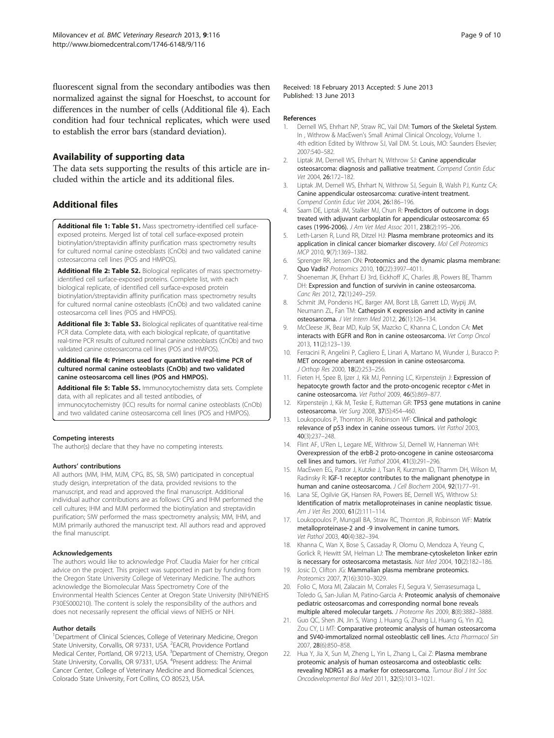fluorescent signal from the secondary antibodies was then normalized against the signal for Hoeschst, to account for differences in the number of cells (Additional file 4). Each condition had four technical replicates, which were used to establish the error bars (standard deviation).

## Availability of supporting data

The data sets supporting the results of this article are included within the article and its additional files.

## Additional files

**Additional file 1: Table S1.** Mass spectrometry-identified cell surface-exposed proteins. Merged list of total cell surface-exposed protein biotinylation/streptavidin affinity purification mass spectrometry results for cultured normal canine osteoblasts (CnOb) and two validated canine osteosarcoma cell lines (POS and HMPOS).

**Additional file 2: Table S2.** Biological replicates of mass spectrometry-identified cell surface-exposed proteins. Complete list, with each biological replicate, of identified cell surface-exposed protein biotinylation/streptavidin affinity purification mass spectrometry results for cultured normal canine osteoblasts (CnOb) and two validated canine osteosarcoma cell lines (POS and HMPOS).

**Additional file 3: Table S3.** Biological replicates of quantitative real-time PCR data. Complete data, with each biological replicate, of quantitative real-time PCR results of cultured normal canine osteoblasts (CnOb) and two validated canine osteosarcoma cell lines (POS and HMPOS).

**Additional file 4: Primers used for quantitative real-time PCR of cultured normal canine osteoblasts (CnOb) and two validated canine osteosarcoma cell lines (POS and HMPOS).**

**Additional file 5: Table S5.** Immunocytochemistry data sets. Complete data, with all replicates and all tested antibodies, of immunocytochemistry (ICC) results for normal canine osteoblasts (CnOb) and two validated canine osteosarcoma cell lines (POS and HMPOS).

#### Competing interests

The author(s) declare that they have no competing interests.

#### Authors' contributions

All authors (MM, IHM, MJM, CPG, BS, SB, SIW) participated in conceptual study design, interpretation of the data, provided revisions to the manuscript, and read and approved the final manuscript. Additional individual author contributions are as follows: CPG and IHM performed the cell cultures; IHM and MJM performed the biotinylation and streptavidin purification; SIW performed the mass spectrometry analysis; MM, IHM, and MJM primarily authored the manuscript text. All authors read and approved the final manuscript.

#### Acknowledgements

The authors would like to acknowledge Prof. Claudia Maier for her critical advice on the project. This project was supported in part by funding from the Oregon State University College of Veterinary Medicine. The authors acknowledge the Biomolecular Mass Spectrometry Core of the Environmental Health Sciences Center at Oregon State University (NIH/NIEHS P30ES000210). The content is solely the responsibility of the authors and does not necessarily represent the official views of NIEHS or NIH.

#### Author details

[1]Department of Clinical Sciences, College of Veterinary Medicine, Oregon State University, Corvallis, OR 97331, USA. [2]EACRI, Providence Portland Medical Center, Portland, OR 97213, USA. [3]Department of Chemistry, Oregon State University, Corvallis, OR 97331, USA. [4]Present address: The Animal Cancer Center, College of Veterinary Medicine and Biomedical Sciences, Colorado State University, Fort Collins, CO 80523, USA.

Received: 18 February 2013 Accepted: 5 June 2013
Published: 13 June 2013

#### References

1. Dernell WS, Ehrhart NP, Straw RC, Vail DM: **Tumors of the Skeletal System**. In , Withrow & MacEwen's Small Animal Clinical Oncology, Volume 1. 4th edition Edited by Withrow SJ, Vail DM. St. Louis, MO: Saunders Elsevier; 2007:540–582.
2. Liptak JM, Dernell WS, Ehrhart N, Withrow SJ: **Canine appendicular osteosarcoma: diagnosis and palliative treatment.** *Compend Contin Educ Vet* 2004, **26**:172–182.
3. Liptak JM, Dernell WS, Ehrhart N, Withrow SJ, Seguin B, Walsh PJ, Kuntz CA: **Canine appendicular osteosarcoma: curative-intent treatment.** *Compend Contin Educ Vet* 2004, **26**:186–196.
4. Saam DE, Liptak JM, Stalker MJ, Chun R: **Predictors of outcome in dogs treated with adjuvant carboplatin for appendicular osteosarcoma: 65 cases (1996-2006).** *J Am Vet Med Assoc* 2011, **238**(2):195–206.
5. Leth-Larsen R, Lund RR, Ditzel HJ: **Plasma membrane proteomics and its application in clinical cancer biomarker discovery.** *Mol Cell Proteomics MCP* 2010, **9**(7):1369–1382.
6. Sprenger RR, Jensen ON: **Proteomics and the dynamic plasma membrane: Quo Vadis?** *Proteomics* 2010, **10**(22):3997–4011.
7. Shoeneman JK, Ehrhart EJ 3rd, Eickhoff JC, Charles JB, Powers BE, Thamm DH: **Expression and function of survivin in canine osteosarcoma.** *Canc Res* 2012, **72**(1):249–259.
8. Schmit JM, Pondenis HC, Barger AM, Borst LB, Garrett LD, Wypij JM, Neumann ZL, Fan TM: **Cathepsin K expression and activity in canine osteosarcoma.** *J Vet Intern Med* 2012, **26**(1):126–134.
9. McCleese JK, Bear MD, Kulp SK, Mazcko C, Khanna C, London CA: **Met interacts with EGFR and Ron in canine osteosarcoma.** *Vet Comp Oncol* 2013, **11**(2):123–139.
10. Ferracini R, Angelini P, Cagliero E, Linari A, Martano M, Wunder J, Buracco P: **MET oncogene aberrant expression in canine osteosarcoma.** *J Orthop Res* 2000, **18**(2):253–256.
11. Fieten H, Spee B, Ijzer J, Kik MJ, Penning LC, Kirpensteijn J: **Expression of hepatocyte growth factor and the proto-oncogenic receptor c-Met in canine osteosarcoma.** *Vet Pathol* 2009, **46**(5):869–877.
12. Kirpensteijn J, Kik M, Teske E, Rutteman GR: **TP53 gene mutations in canine osteosarcoma.** *Vet Surg* 2008, **37**(5):454–460.
13. Loukopoulos P, Thornton JR, Robinson WF: **Clinical and pathologic relevance of p53 index in canine osseous tumors.** *Vet Pathol* 2003, **40**(3):237–248.
14. Flint AF, U'Ren L, Legare ME, Withrow SJ, Dernell W, Hanneman WH: **Overexpression of the erbB-2 proto-oncogene in canine osteosarcoma cell lines and tumors.** *Vet Pathol* 2004, **41**(3):291–296.
15. MacEwen EG, Pastor J, Kutzke J, Tsan R, Kurzman ID, Thamm DH, Wilson M, Radinsky R: **IGF-1 receptor contributes to the malignant phenotype in human and canine osteosarcoma.** *J Cell Biochem* 2004, **92**(1):77–91.
16. Lana SE, Ogilvie GK, Hansen RA, Powers BE, Dernell WS, Withrow SJ: **Identification of matrix metalloproteinases in canine neoplastic tissue.** *Am J Vet Res* 2000, **61**(2):111–114.
17. Loukopoulos P, Mungall BA, Straw RC, Thornton JR, Robinson WF: **Matrix metalloproteinase-2 and -9 involvement in canine tumors.** *Vet Pathol* 2003, **40**(4):382–394.
18. Khanna C, Wan X, Bose S, Cassaday R, Olomu O, Mendoza A, Yeung C, Gorlick R, Hewitt SM, Helman LJ: **The membrane-cytoskeleton linker ezrin is necessary for osteosarcoma metastasis.** *Nat Med* 2004, **10**(2):182–186.
19. Josic D, Clifton JG: **Mammalian plasma membrane proteomics.** *Proteomics* 2007, **7**(16):3010–3029.
20. Folio C, Mora MI, Zalacain M, Corrales FJ, Segura V, Sierrasesumaga L, Toledo G, San-Julian M, Patino-Garcia A: **Proteomic analysis of chemonaive pediatric osteosarcomas and corresponding normal bone reveals multiple altered molecular targets.** *J Proteome Res* 2009, **8**(8):3882–3888.
21. Guo QC, Shen JN, Jin S, Wang J, Huang G, Zhang LJ, Huang G, Yin JQ, Zou CY, Li MT: **Comparative proteomic analysis of human osteosarcoma and SV40-immortalized normal osteoblastic cell lines.** *Acta Pharmacol Sin* 2007, **28**(6):850–858.
22. Hua Y, Jia X, Sun M, Zheng L, Yin L, Zhang L, Cai Z: **Plasma membrane proteomic analysis of human osteosarcoma and osteoblastic cells: revealing NDRG1 as a marker for osteosarcoma.** *Tumour Biol J Int Soc Oncodevelopmental Biol Med* 2011, **32**(5):1013–1021.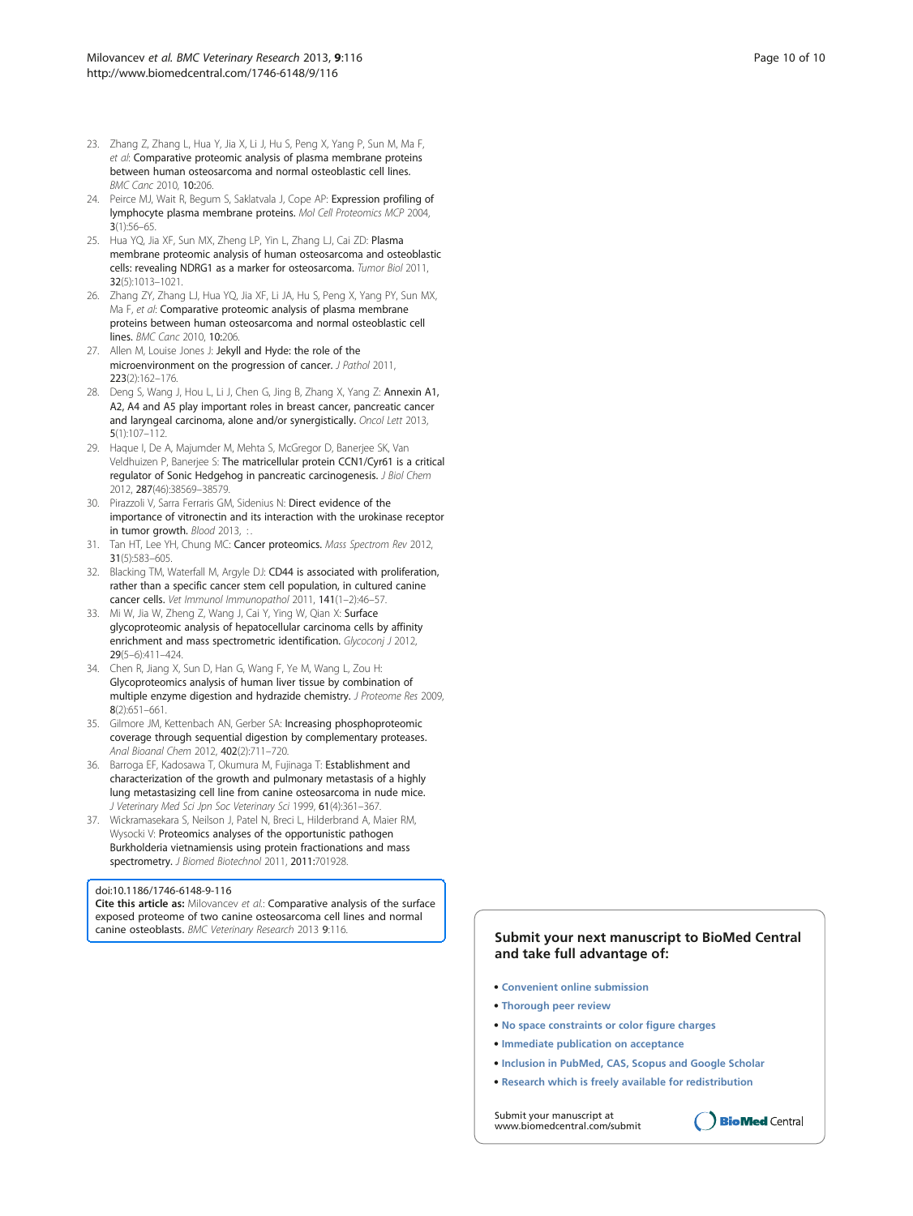23. Zhang Z, Zhang L, Hua Y, Jia X, Li J, Hu S, Peng X, Yang P, Sun M, Ma F, *et al*: **Comparative proteomic analysis of plasma membrane proteins between human osteosarcoma and normal osteoblastic cell lines.** *BMC Canc* 2010, **10:**206.
24. Peirce MJ, Wait R, Begum S, Saklatvala J, Cope AP: **Expression profiling of lymphocyte plasma membrane proteins.** *Mol Cell Proteomics MCP* 2004, **3**(1):56–65.
25. Hua YQ, Jia XF, Sun MX, Zheng LP, Yin L, Zhang LJ, Cai ZD: **Plasma membrane proteomic analysis of human osteosarcoma and osteoblastic cells: revealing NDRG1 as a marker for osteosarcoma.** *Tumor Biol* 2011, **32**(5):1013–1021.
26. Zhang ZY, Zhang LJ, Hua YQ, Jia XF, Li JA, Hu S, Peng X, Yang PY, Sun MX, Ma F, *et al*: **Comparative proteomic analysis of plasma membrane proteins between human osteosarcoma and normal osteoblastic cell lines.** *BMC Canc* 2010, **10:**206.
27. Allen M, Louise Jones J: **Jekyll and Hyde: the role of the microenvironment on the progression of cancer.** *J Pathol* 2011, **223**(2):162–176.
28. Deng S, Wang J, Hou L, Li J, Chen G, Jing B, Zhang X, Yang Z: **Annexin A1, A2, A4 and A5 play important roles in breast cancer, pancreatic cancer and laryngeal carcinoma, alone and/or synergistically.** *Oncol Lett* 2013, **5**(1):107–112.
29. Haque I, De A, Majumder M, Mehta S, McGregor D, Banerjee SK, Van Veldhuizen P, Banerjee S: **The matricellular protein CCN1/Cyr61 is a critical regulator of Sonic Hedgehog in pancreatic carcinogenesis.** *J Biol Chem* 2012, **287**(46):38569–38579.
30. Pirazzoli V, Sarra Ferraris GM, Sidenius N: **Direct evidence of the importance of vitronectin and its interaction with the urokinase receptor in tumor growth.** *Blood* 2013, :.
31. Tan HT, Lee YH, Chung MC: **Cancer proteomics.** *Mass Spectrom Rev* 2012, **31**(5):583–605.
32. Blacking TM, Waterfall M, Argyle DJ: **CD44 is associated with proliferation, rather than a specific cancer stem cell population, in cultured canine cancer cells.** *Vet Immunol Immunopathol* 2011, **141**(1–2):46–57.
33. Mi W, Jia W, Zheng Z, Wang J, Cai Y, Ying W, Qian X: **Surface glycoproteomic analysis of hepatocellular carcinoma cells by affinity enrichment and mass spectrometric identification.** *Glycoconj J* 2012, **29**(5–6):411–424.
34. Chen R, Jiang X, Sun D, Han G, Wang F, Ye M, Wang L, Zou H: **Glycoproteomics analysis of human liver tissue by combination of multiple enzyme digestion and hydrazide chemistry.** *J Proteome Res* 2009, **8**(2):651–661.
35. Gilmore JM, Kettenbach AN, Gerber SA: **Increasing phosphoproteomic coverage through sequential digestion by complementary proteases.** *Anal Bioanal Chem* 2012, **402**(2):711–720.
36. Barroga EF, Kadosawa T, Okumura M, Fujinaga T: **Establishment and characterization of the growth and pulmonary metastasis of a highly lung metastasizing cell line from canine osteosarcoma in nude mice.** *J Veterinary Med Sci Jpn Soc Veterinary Sci* 1999, **61**(4):361–367.
37. Wickramasekara S, Neilson J, Patel N, Breci L, Hilderbrand A, Maier RM, Wysocki V: **Proteomics analyses of the opportunistic pathogen Burkholderia vietnamiensis using protein fractionations and mass spectrometry.** *J Biomed Biotechnol* 2011, **2011:**701928.

doi:10.1186/1746-6148-9-116

**Cite this article as:** Milovancev *et al.*: Comparative analysis of the surface exposed proteome of two canine osteosarcoma cell lines and normal canine osteoblasts. *BMC Veterinary Research* 2013 **9**:116.

**Submit your next manuscript to BioMed Central and take full advantage of:**

- **Convenient online submission**
- **Thorough peer review**
- **No space constraints or color figure charges**
- **Immediate publication on acceptance**
- **Inclusion in PubMed, CAS, Scopus and Google Scholar**
- **Research which is freely available for redistribution**

Submit your manuscript at
www.biomedcentral.com/submit

BioMed Central